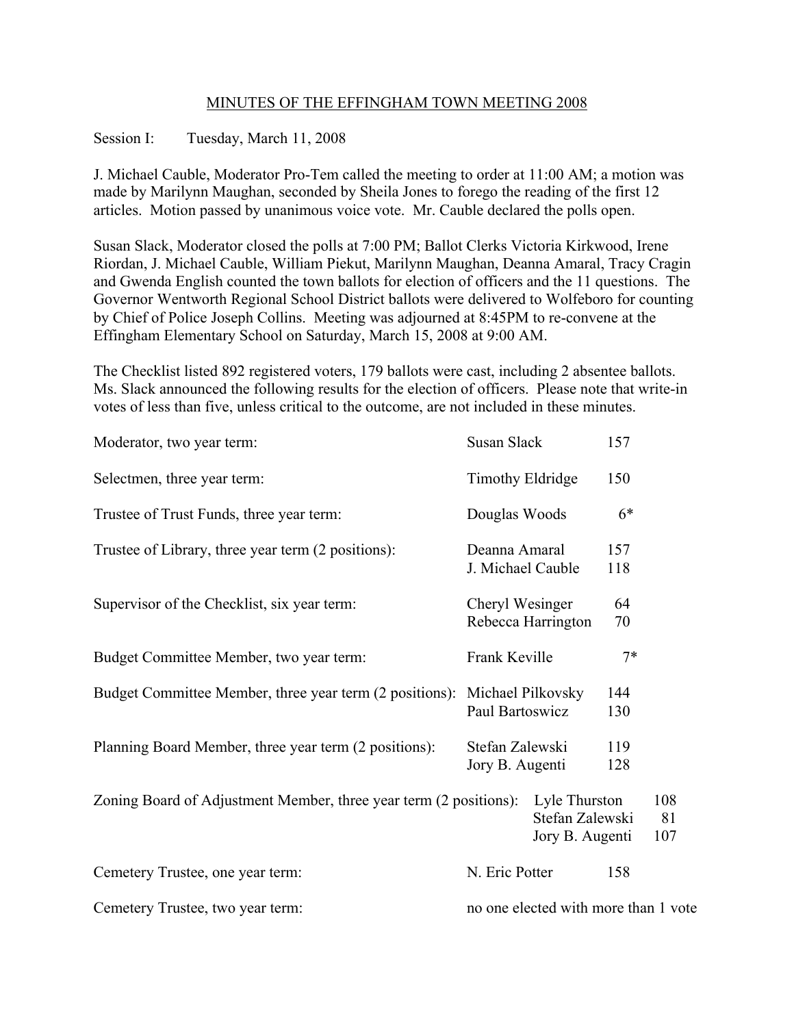# MINUTES OF THE EFFINGHAM TOWN MEETING 2008

Session I: Tuesday, March 11, 2008

J. Michael Cauble, Moderator Pro-Tem called the meeting to order at 11:00 AM; a motion was made by Marilynn Maughan, seconded by Sheila Jones to forego the reading of the first 12 articles. Motion passed by unanimous voice vote. Mr. Cauble declared the polls open.

Susan Slack, Moderator closed the polls at 7:00 PM; Ballot Clerks Victoria Kirkwood, Irene Riordan, J. Michael Cauble, William Piekut, Marilynn Maughan, Deanna Amaral, Tracy Cragin and Gwenda English counted the town ballots for election of officers and the 11 questions. The Governor Wentworth Regional School District ballots were delivered to Wolfeboro for counting by Chief of Police Joseph Collins. Meeting was adjourned at 8:45PM to re-convene at the Effingham Elementary School on Saturday, March 15, 2008 at 9:00 AM.

The Checklist listed 892 registered voters, 179 ballots were cast, including 2 absentee ballots. Ms. Slack announced the following results for the election of officers. Please note that write-in votes of less than five, unless critical to the outcome, are not included in these minutes.

| Office | Candidate | Votes |
|---|---|---|
| Moderator, two year term: | Susan Slack | 157 |
| Selectmen, three year term: | Timothy Eldridge | 150 |
| Trustee of Trust Funds, three year term: | Douglas Woods | 6* |
| Trustee of Library, three year term (2 positions): | Deanna Amaral | 157 |
| | J. Michael Cauble | 118 |
| Supervisor of the Checklist, six year term: | Cheryl Wesinger | 64 |
| | Rebecca Harrington | 70 |
| Budget Committee Member, two year term: | Frank Keville | 7* |
| Budget Committee Member, three year term (2 positions): | Michael Pilkovsky | 144 |
| | Paul Bartoswicz | 130 |
| Planning Board Member, three year term (2 positions): | Stefan Zalewski | 119 |
| | Jory B. Augenti | 128 |
| Zoning Board of Adjustment Member, three year term (2 positions): | Lyle Thurston | 108 |
| | Stefan Zalewski | 81 |
| | Jory B. Augenti | 107 |
| Cemetery Trustee, one year term: | N. Eric Potter | 158 |
| Cemetery Trustee, two year term: | no one elected with more than 1 vote | |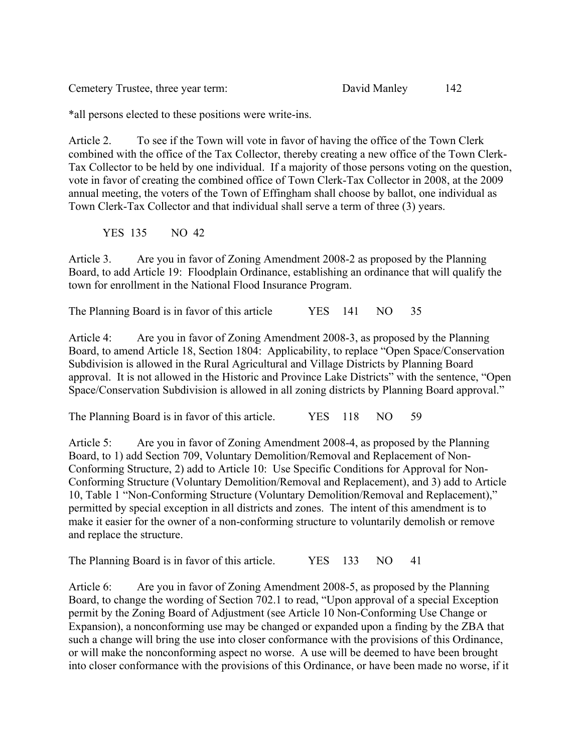Cemetery Trustee, three year term: David Manley 142

*all persons elected to these positions were write-ins.

Article 2. To see if the Town will vote in favor of having the office of the Town Clerk combined with the office of the Tax Collector, thereby creating a new office of the Town Clerk-Tax Collector to be held by one individual. If a majority of those persons voting on the question, vote in favor of creating the combined office of Town Clerk-Tax Collector in 2008, at the 2009 annual meeting, the voters of the Town of Effingham shall choose by ballot, one individual as Town Clerk-Tax Collector and that individual shall serve a term of three (3) years.

YES 135 NO 42

Article 3. Are you in favor of Zoning Amendment 2008-2 as proposed by the Planning Board, to add Article 19: Floodplain Ordinance, establishing an ordinance that will qualify the town for enrollment in the National Flood Insurance Program.

The Planning Board is in favor of this article YES 141 NO 35

Article 4: Are you in favor of Zoning Amendment 2008-3, as proposed by the Planning Board, to amend Article 18, Section 1804: Applicability, to replace "Open Space/Conservation Subdivision is allowed in the Rural Agricultural and Village Districts by Planning Board approval. It is not allowed in the Historic and Province Lake Districts" with the sentence, "Open Space/Conservation Subdivision is allowed in all zoning districts by Planning Board approval."

The Planning Board is in favor of this article. YES 118 NO 59

Article 5: Are you in favor of Zoning Amendment 2008-4, as proposed by the Planning Board, to 1) add Section 709, Voluntary Demolition/Removal and Replacement of Non-Conforming Structure, 2) add to Article 10: Use Specific Conditions for Approval for Non-Conforming Structure (Voluntary Demolition/Removal and Replacement), and 3) add to Article 10, Table 1 "Non-Conforming Structure (Voluntary Demolition/Removal and Replacement)," permitted by special exception in all districts and zones. The intent of this amendment is to make it easier for the owner of a non-conforming structure to voluntarily demolish or remove and replace the structure.

The Planning Board is in favor of this article. YES 133 NO 41

Article 6: Are you in favor of Zoning Amendment 2008-5, as proposed by the Planning Board, to change the wording of Section 702.1 to read, "Upon approval of a special Exception permit by the Zoning Board of Adjustment (see Article 10 Non-Conforming Use Change or Expansion), a nonconforming use may be changed or expanded upon a finding by the ZBA that such a change will bring the use into closer conformance with the provisions of this Ordinance, or will make the nonconforming aspect no worse. A use will be deemed to have been brought into closer conformance with the provisions of this Ordinance, or have been made no worse, if it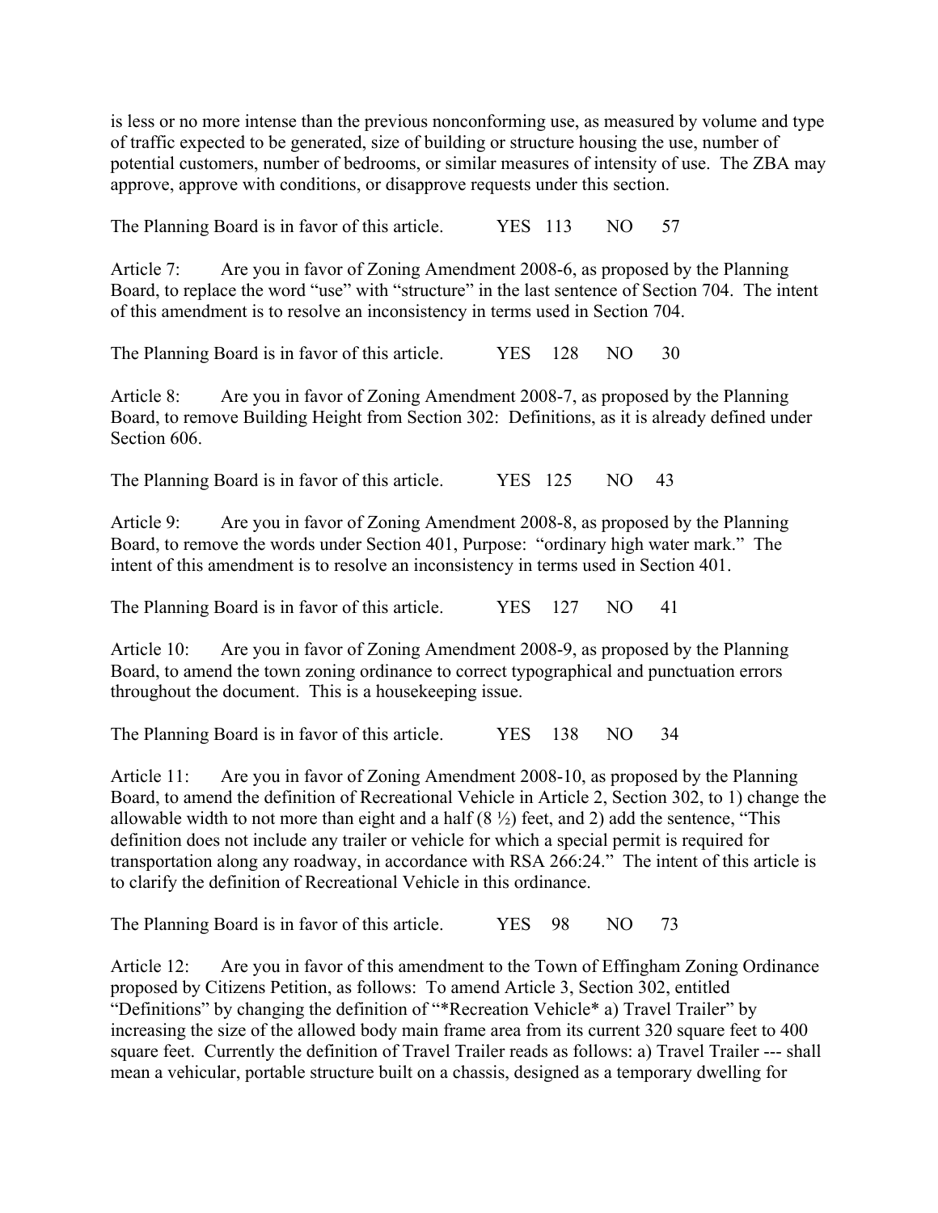is less or no more intense than the previous nonconforming use, as measured by volume and type of traffic expected to be generated, size of building or structure housing the use, number of potential customers, number of bedrooms, or similar measures of intensity of use. The ZBA may approve, approve with conditions, or disapprove requests under this section.

The Planning Board is in favor of this article. YES 113 NO 57

Article 7: Are you in favor of Zoning Amendment 2008-6, as proposed by the Planning Board, to replace the word "use" with "structure" in the last sentence of Section 704. The intent of this amendment is to resolve an inconsistency in terms used in Section 704.

The Planning Board is in favor of this article. YES 128 NO 30

Article 8: Are you in favor of Zoning Amendment 2008-7, as proposed by the Planning Board, to remove Building Height from Section 302: Definitions, as it is already defined under Section 606.

The Planning Board is in favor of this article. YES 125 NO 43

Article 9: Are you in favor of Zoning Amendment 2008-8, as proposed by the Planning Board, to remove the words under Section 401, Purpose: "ordinary high water mark." The intent of this amendment is to resolve an inconsistency in terms used in Section 401.

The Planning Board is in favor of this article. YES 127 NO 41

Article 10: Are you in favor of Zoning Amendment 2008-9, as proposed by the Planning Board, to amend the town zoning ordinance to correct typographical and punctuation errors throughout the document. This is a housekeeping issue.

The Planning Board is in favor of this article. YES 138 NO 34

Article 11: Are you in favor of Zoning Amendment 2008-10, as proposed by the Planning Board, to amend the definition of Recreational Vehicle in Article 2, Section 302, to 1) change the allowable width to not more than eight and a half (8 ½) feet, and 2) add the sentence, "This definition does not include any trailer or vehicle for which a special permit is required for transportation along any roadway, in accordance with RSA 266:24." The intent of this article is to clarify the definition of Recreational Vehicle in this ordinance.

The Planning Board is in favor of this article. YES 98 NO 73

Article 12: Are you in favor of this amendment to the Town of Effingham Zoning Ordinance proposed by Citizens Petition, as follows: To amend Article 3, Section 302, entitled "Definitions" by changing the definition of "*Recreation Vehicle* a) Travel Trailer" by increasing the size of the allowed body main frame area from its current 320 square feet to 400 square feet. Currently the definition of Travel Trailer reads as follows: a) Travel Trailer --- shall mean a vehicular, portable structure built on a chassis, designed as a temporary dwelling for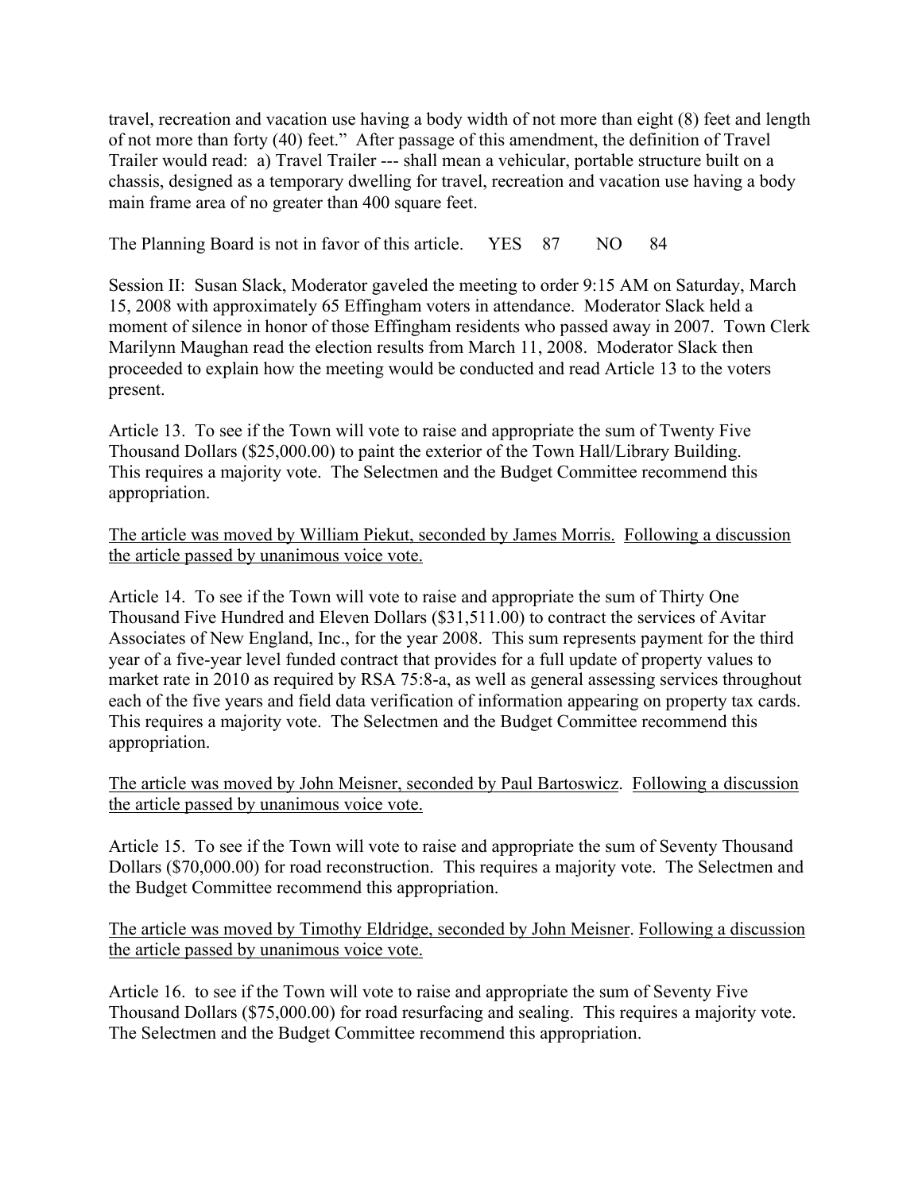travel, recreation and vacation use having a body width of not more than eight (8) feet and length of not more than forty (40) feet." After passage of this amendment, the definition of Travel Trailer would read: a) Travel Trailer --- shall mean a vehicular, portable structure built on a chassis, designed as a temporary dwelling for travel, recreation and vacation use having a body main frame area of no greater than 400 square feet.

The Planning Board is not in favor of this article. YES 87 NO 84

Session II: Susan Slack, Moderator gaveled the meeting to order 9:15 AM on Saturday, March 15, 2008 with approximately 65 Effingham voters in attendance. Moderator Slack held a moment of silence in honor of those Effingham residents who passed away in 2007. Town Clerk Marilynn Maughan read the election results from March 11, 2008. Moderator Slack then proceeded to explain how the meeting would be conducted and read Article 13 to the voters present.

Article 13. To see if the Town will vote to raise and appropriate the sum of Twenty Five Thousand Dollars ($25,000.00) to paint the exterior of the Town Hall/Library Building. This requires a majority vote. The Selectmen and the Budget Committee recommend this appropriation.

<u>The article was moved by William Piekut, seconded by James Morris.</u> <u>Following a discussion the article passed by unanimous voice vote.</u>

Article 14. To see if the Town will vote to raise and appropriate the sum of Thirty One Thousand Five Hundred and Eleven Dollars ($31,511.00) to contract the services of Avitar Associates of New England, Inc., for the year 2008. This sum represents payment for the third year of a five-year level funded contract that provides for a full update of property values to market rate in 2010 as required by RSA 75:8-a, as well as general assessing services throughout each of the five years and field data verification of information appearing on property tax cards. This requires a majority vote. The Selectmen and the Budget Committee recommend this appropriation.

<u>The article was moved by John Meisner, seconded by Paul Bartoswicz</u>. <u>Following a discussion the article passed by unanimous voice vote.</u>

Article 15. To see if the Town will vote to raise and appropriate the sum of Seventy Thousand Dollars ($70,000.00) for road reconstruction. This requires a majority vote. The Selectmen and the Budget Committee recommend this appropriation.

<u>The article was moved by Timothy Eldridge, seconded by John Meisner</u>. <u>Following a discussion the article passed by unanimous voice vote.</u>

Article 16. to see if the Town will vote to raise and appropriate the sum of Seventy Five Thousand Dollars ($75,000.00) for road resurfacing and sealing. This requires a majority vote. The Selectmen and the Budget Committee recommend this appropriation.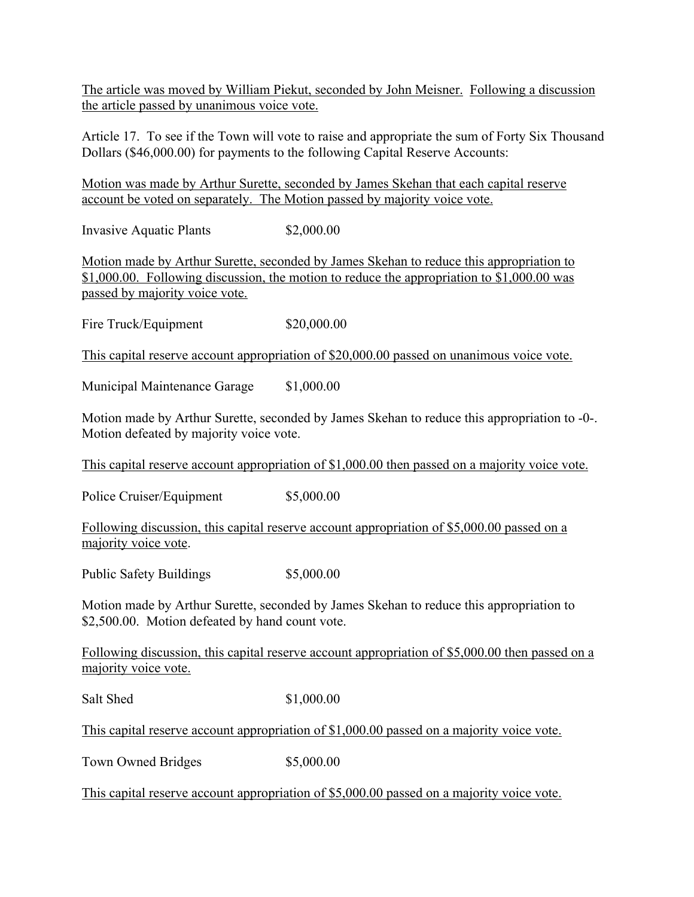The article was moved by William Piekut, seconded by John Meisner. Following a discussion the article passed by unanimous voice vote.

Article 17. To see if the Town will vote to raise and appropriate the sum of Forty Six Thousand Dollars ($46,000.00) for payments to the following Capital Reserve Accounts:

Motion was made by Arthur Surette, seconded by James Skehan that each capital reserve account be voted on separately. The Motion passed by majority voice vote.

Invasive Aquatic Plants $2,000.00

Motion made by Arthur Surette, seconded by James Skehan to reduce this appropriation to $1,000.00. Following discussion, the motion to reduce the appropriation to $1,000.00 was passed by majority voice vote.

Fire Truck/Equipment $20,000.00

This capital reserve account appropriation of $20,000.00 passed on unanimous voice vote.

Municipal Maintenance Garage $1,000.00

Motion made by Arthur Surette, seconded by James Skehan to reduce this appropriation to -0-. Motion defeated by majority voice vote.

This capital reserve account appropriation of $1,000.00 then passed on a majority voice vote.

Police Cruiser/Equipment $5,000.00

Following discussion, this capital reserve account appropriation of $5,000.00 passed on a majority voice vote.

Public Safety Buildings $5,000.00

Motion made by Arthur Surette, seconded by James Skehan to reduce this appropriation to $2,500.00. Motion defeated by hand count vote.

Following discussion, this capital reserve account appropriation of $5,000.00 then passed on a majority voice vote.

Salt Shed $1,000.00

This capital reserve account appropriation of $1,000.00 passed on a majority voice vote.

Town Owned Bridges $5,000.00

This capital reserve account appropriation of $5,000.00 passed on a majority voice vote.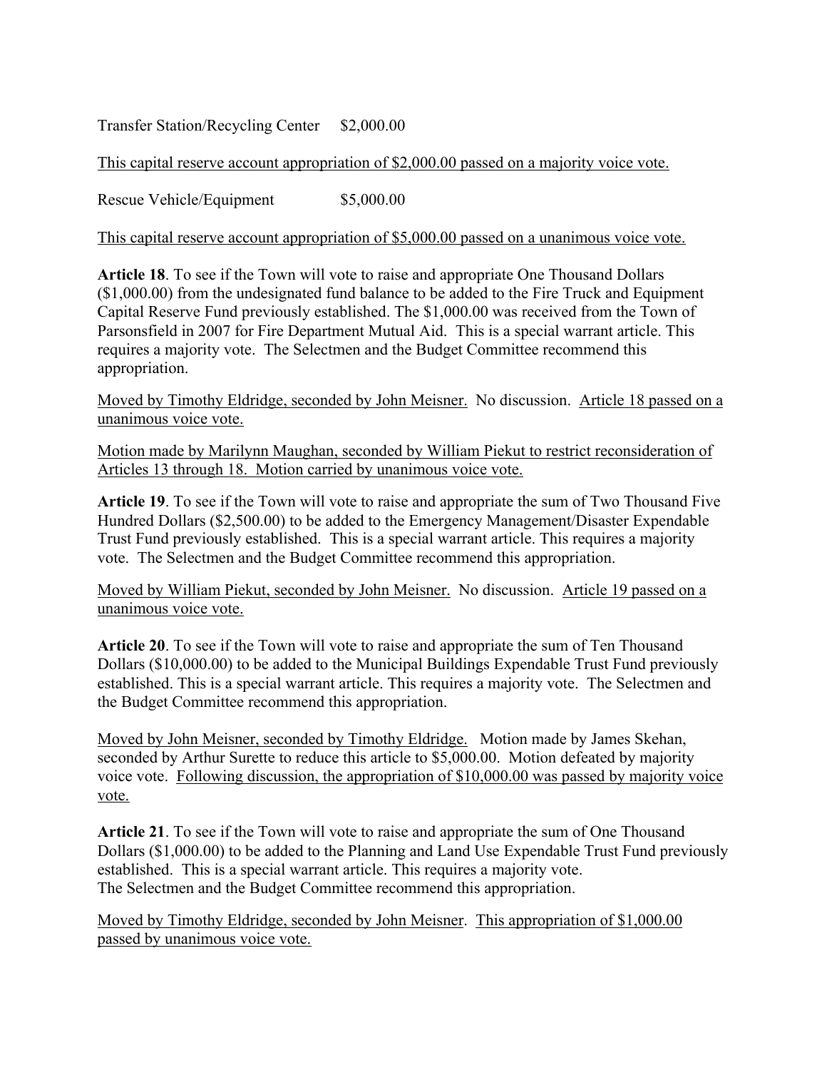Transfer Station/Recycling Center $2,000.00

This capital reserve account appropriation of $2,000.00 passed on a majority voice vote.

Rescue Vehicle/Equipment $5,000.00

This capital reserve account appropriation of $5,000.00 passed on a unanimous voice vote.

**Article 18**. To see if the Town will vote to raise and appropriate One Thousand Dollars ($1,000.00) from the undesignated fund balance to be added to the Fire Truck and Equipment Capital Reserve Fund previously established. The $1,000.00 was received from the Town of Parsonsfield in 2007 for Fire Department Mutual Aid. This is a special warrant article. This requires a majority vote. The Selectmen and the Budget Committee recommend this appropriation.

Moved by Timothy Eldridge, seconded by John Meisner. No discussion. Article 18 passed on a unanimous voice vote.

Motion made by Marilynn Maughan, seconded by William Piekut to restrict reconsideration of Articles 13 through 18. Motion carried by unanimous voice vote.

**Article 19**. To see if the Town will vote to raise and appropriate the sum of Two Thousand Five Hundred Dollars ($2,500.00) to be added to the Emergency Management/Disaster Expendable Trust Fund previously established. This is a special warrant article. This requires a majority vote. The Selectmen and the Budget Committee recommend this appropriation.

Moved by William Piekut, seconded by John Meisner. No discussion. Article 19 passed on a unanimous voice vote.

**Article 20**. To see if the Town will vote to raise and appropriate the sum of Ten Thousand Dollars ($10,000.00) to be added to the Municipal Buildings Expendable Trust Fund previously established. This is a special warrant article. This requires a majority vote. The Selectmen and the Budget Committee recommend this appropriation.

Moved by John Meisner, seconded by Timothy Eldridge. Motion made by James Skehan, seconded by Arthur Surette to reduce this article to $5,000.00. Motion defeated by majority voice vote. Following discussion, the appropriation of $10,000.00 was passed by majority voice vote.

**Article 21**. To see if the Town will vote to raise and appropriate the sum of One Thousand Dollars ($1,000.00) to be added to the Planning and Land Use Expendable Trust Fund previously established. This is a special warrant article. This requires a majority vote.
The Selectmen and the Budget Committee recommend this appropriation.

Moved by Timothy Eldridge, seconded by John Meisner. This appropriation of $1,000.00 passed by unanimous voice vote.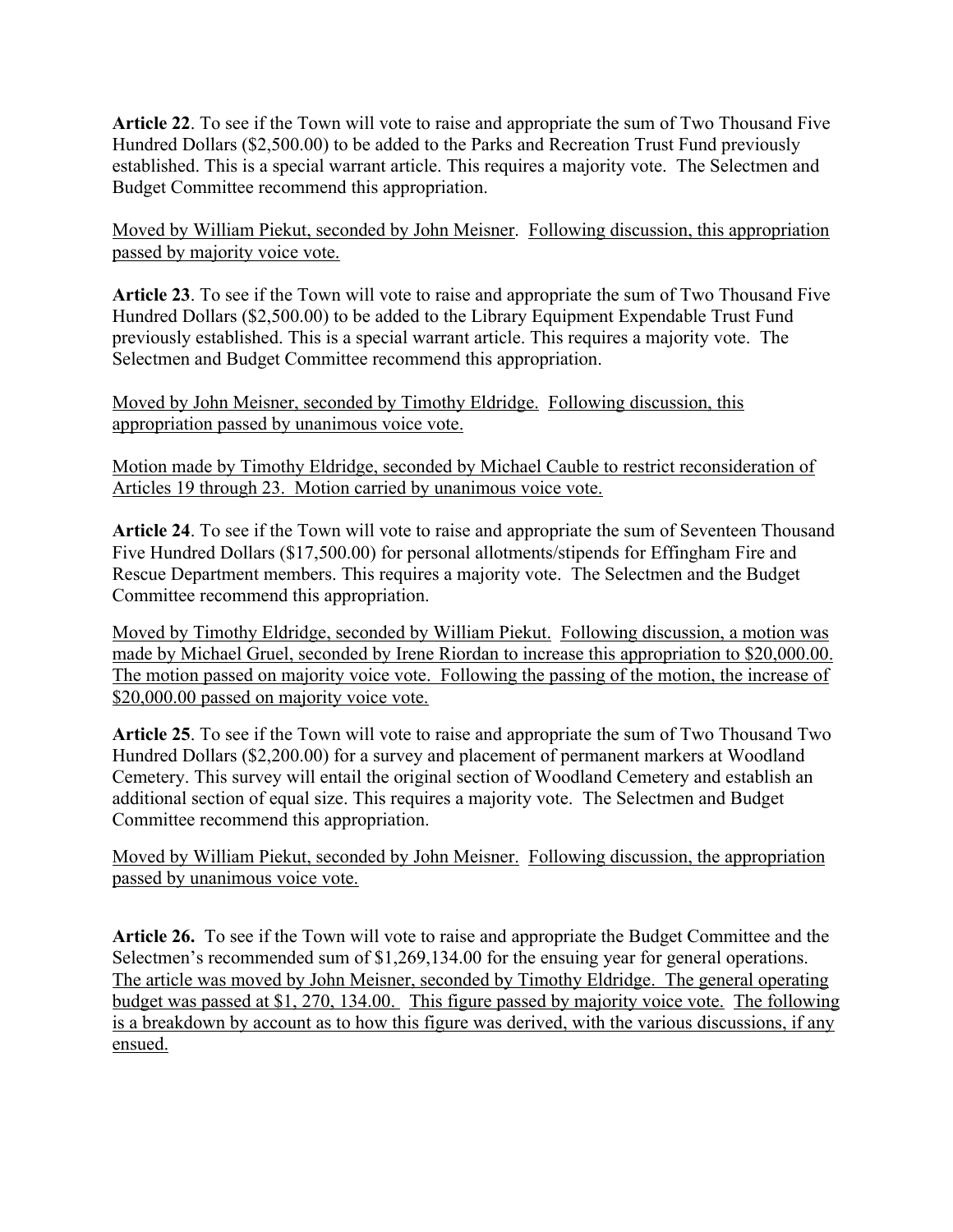**Article 22**. To see if the Town will vote to raise and appropriate the sum of Two Thousand Five Hundred Dollars ($2,500.00) to be added to the Parks and Recreation Trust Fund previously established. This is a special warrant article. This requires a majority vote. The Selectmen and Budget Committee recommend this appropriation.

<u>Moved by William Piekut, seconded by John Meisner. Following discussion, this appropriation passed by majority voice vote.</u>

**Article 23**. To see if the Town will vote to raise and appropriate the sum of Two Thousand Five Hundred Dollars ($2,500.00) to be added to the Library Equipment Expendable Trust Fund previously established. This is a special warrant article. This requires a majority vote. The Selectmen and Budget Committee recommend this appropriation.

<u>Moved by John Meisner, seconded by Timothy Eldridge. Following discussion, this appropriation passed by unanimous voice vote.</u>

<u>Motion made by Timothy Eldridge, seconded by Michael Cauble to restrict reconsideration of Articles 19 through 23. Motion carried by unanimous voice vote.</u>

**Article 24**. To see if the Town will vote to raise and appropriate the sum of Seventeen Thousand Five Hundred Dollars ($17,500.00) for personal allotments/stipends for Effingham Fire and Rescue Department members. This requires a majority vote. The Selectmen and the Budget Committee recommend this appropriation.

<u>Moved by Timothy Eldridge, seconded by William Piekut. Following discussion, a motion was made by Michael Gruel, seconded by Irene Riordan to increase this appropriation to $20,000.00. The motion passed on majority voice vote. Following the passing of the motion, the increase of $20,000.00 passed on majority voice vote.</u>

**Article 25**. To see if the Town will vote to raise and appropriate the sum of Two Thousand Two Hundred Dollars ($2,200.00) for a survey and placement of permanent markers at Woodland Cemetery. This survey will entail the original section of Woodland Cemetery and establish an additional section of equal size. This requires a majority vote. The Selectmen and Budget Committee recommend this appropriation.

<u>Moved by William Piekut, seconded by John Meisner. Following discussion, the appropriation passed by unanimous voice vote.</u>

**Article 26.** To see if the Town will vote to raise and appropriate the Budget Committee and the Selectmen's recommended sum of $1,269,134.00 for the ensuing year for general operations. <u>The article was moved by John Meisner, seconded by Timothy Eldridge. The general operating budget was passed at $1, 270, 134.00. This figure passed by majority voice vote. The following is a breakdown by account as to how this figure was derived, with the various discussions, if any ensued.</u>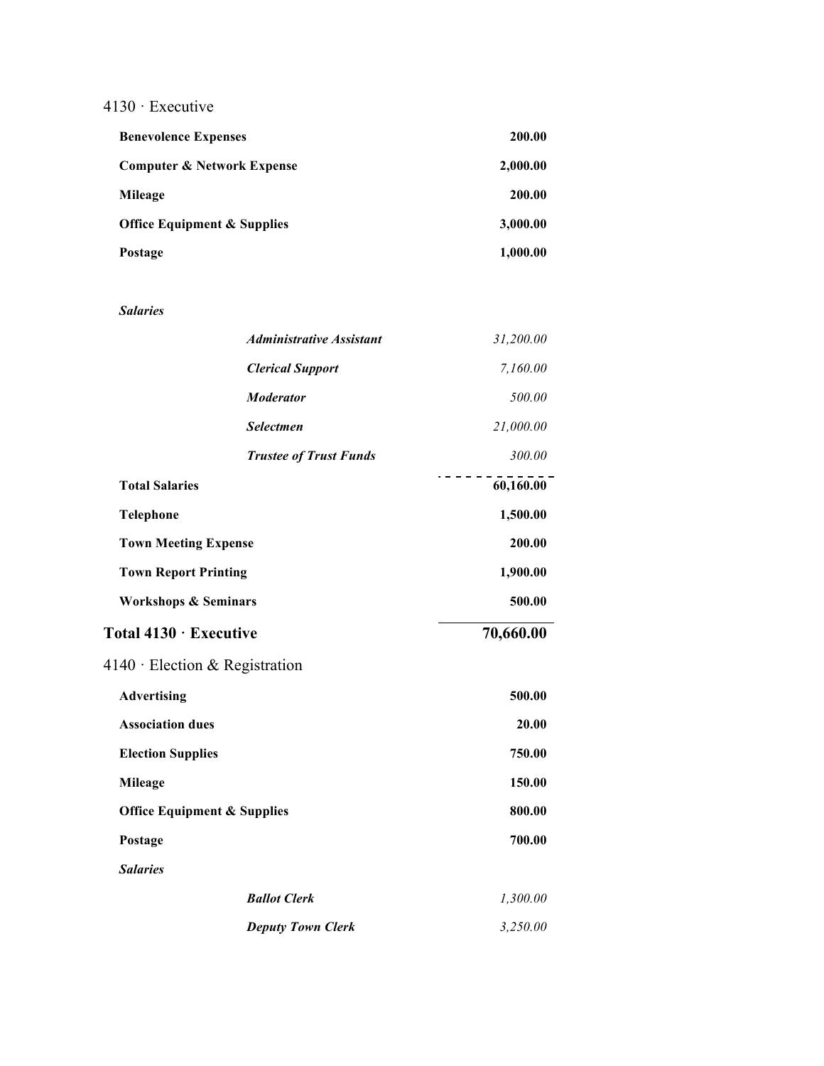## 4130 · Executive

| | | |
|---|---|---|
| **Benevolence Expenses** | | **200.00** |
| **Computer & Network Expense** | | **2,000.00** |
| **Mileage** | | **200.00** |
| **Office Equipment & Supplies** | | **3,000.00** |
| **Postage** | | **1,000.00** |
| ***Salaries*** | | |
| | ***Administrative Assistant*** | *31,200.00* |
| | ***Clerical Support*** | *7,160.00* |
| | ***Moderator*** | *500.00* |
| | ***Selectmen*** | *21,000.00* |
| | ***Trustee of Trust Funds*** | *300.00* |
| **Total Salaries** | | **60,160.00** |
| **Telephone** | | **1,500.00** |
| **Town Meeting Expense** | | **200.00** |
| **Town Report Printing** | | **1,900.00** |
| **Workshops & Seminars** | | **500.00** |
| **Total 4130 · Executive** | | **70,660.00** |

## 4140 · Election & Registration

| | | |
|---|---|---|
| **Advertising** | | **500.00** |
| **Association dues** | | **20.00** |
| **Election Supplies** | | **750.00** |
| **Mileage** | | **150.00** |
| **Office Equipment & Supplies** | | **800.00** |
| **Postage** | | **700.00** |
| ***Salaries*** | | |
| | ***Ballot Clerk*** | *1,300.00* |
| | ***Deputy Town Clerk*** | *3,250.00* |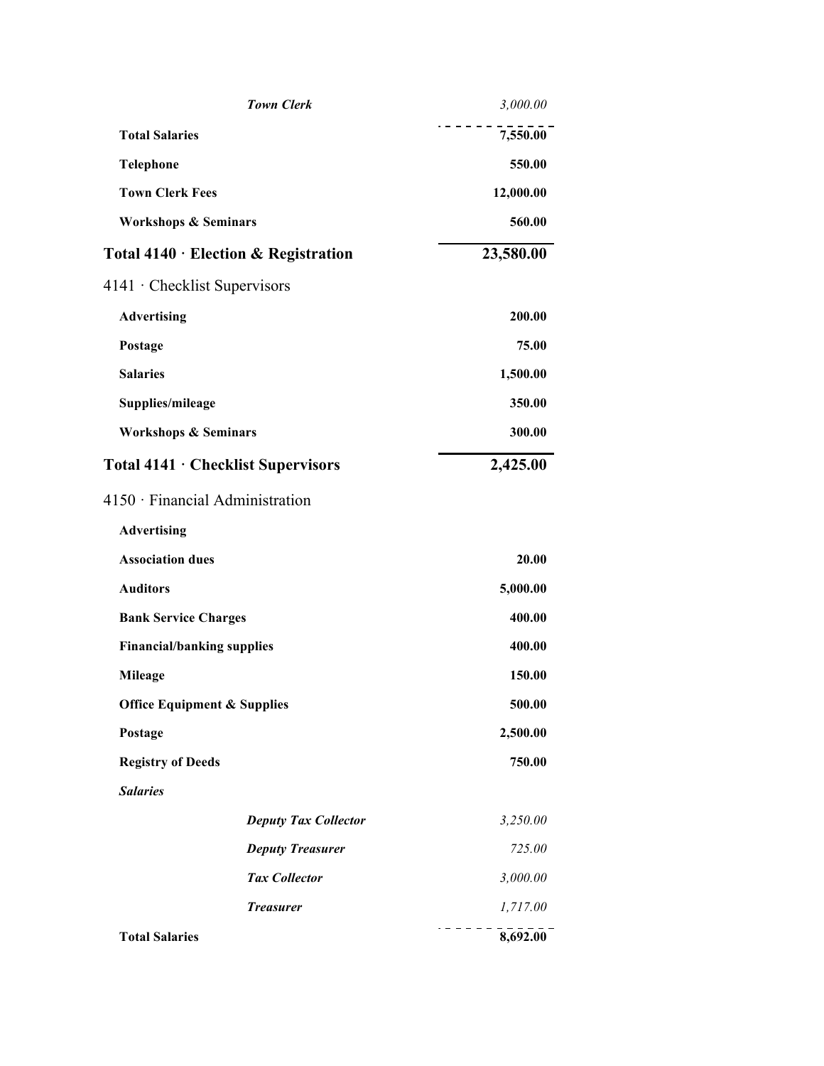| | |
|---|---|
| ***Town Clerk*** | *3,000.00* |
| **Total Salaries** | **7,550.00** |
| **Telephone** | **550.00** |
| **Town Clerk Fees** | **12,000.00** |
| **Workshops & Seminars** | **560.00** |
| **Total 4140 · Election & Registration** | **23,580.00** |
| 4141 · Checklist Supervisors | |
| **Advertising** | **200.00** |
| **Postage** | **75.00** |
| **Salaries** | **1,500.00** |
| **Supplies/mileage** | **350.00** |
| **Workshops & Seminars** | **300.00** |
| **Total 4141 · Checklist Supervisors** | **2,425.00** |
| 4150 · Financial Administration | |
| **Advertising** | |
| **Association dues** | **20.00** |
| **Auditors** | **5,000.00** |
| **Bank Service Charges** | **400.00** |
| **Financial/banking supplies** | **400.00** |
| **Mileage** | **150.00** |
| **Office Equipment & Supplies** | **500.00** |
| **Postage** | **2,500.00** |
| **Registry of Deeds** | **750.00** |
| ***Salaries*** | |
| ***Deputy Tax Collector*** | *3,250.00* |
| ***Deputy Treasurer*** | *725.00* |
| ***Tax Collector*** | *3,000.00* |
| ***Treasurer*** | *1,717.00* |
| **Total Salaries** | **8,692.00** |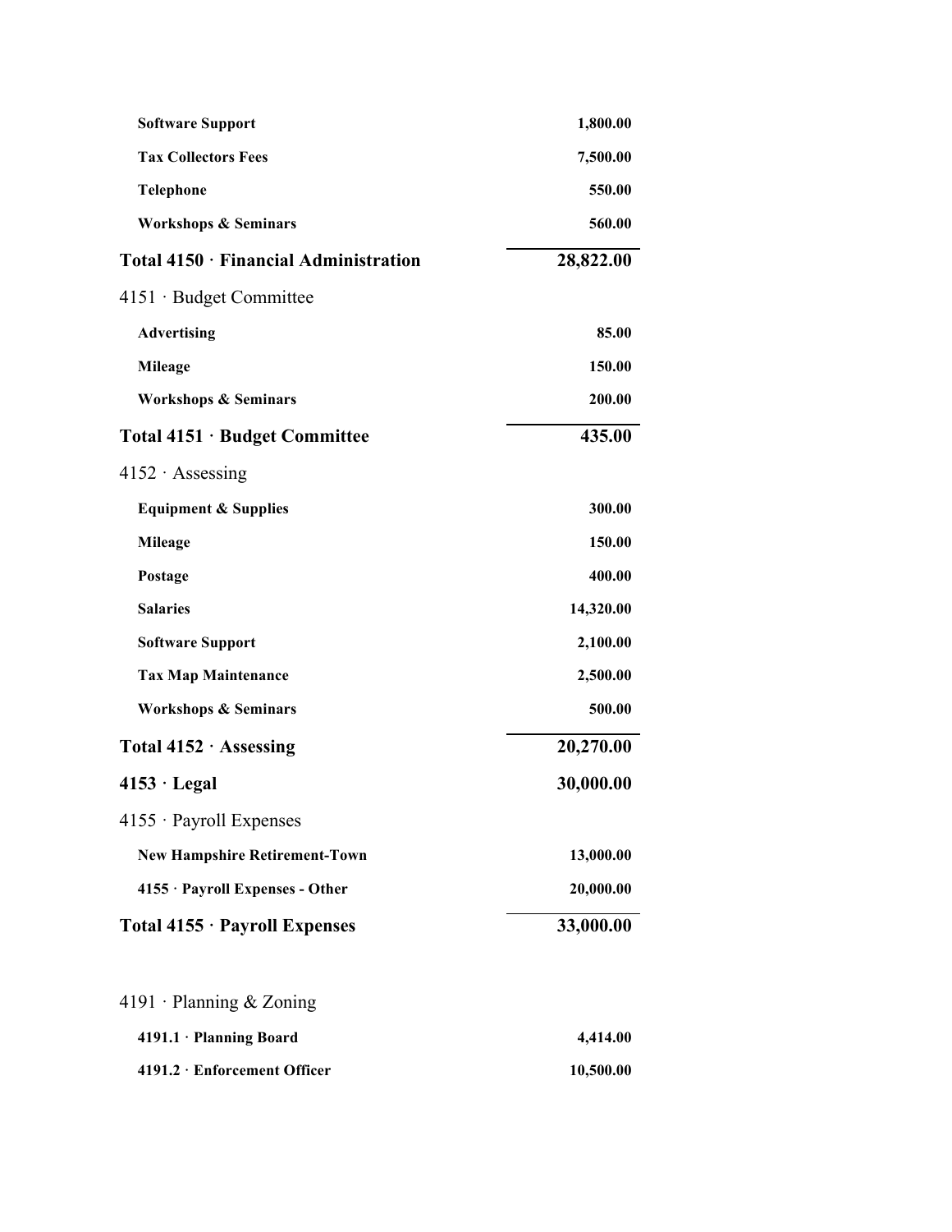| | |
|---|---|
| **Software Support** | **1,800.00** |
| **Tax Collectors Fees** | **7,500.00** |
| **Telephone** | **550.00** |
| **Workshops & Seminars** | **560.00** |
| **Total 4150 · Financial Administration** | **28,822.00** |
| 4151 · Budget Committee | |
| **Advertising** | **85.00** |
| **Mileage** | **150.00** |
| **Workshops & Seminars** | **200.00** |
| **Total 4151 · Budget Committee** | **435.00** |
| 4152 · Assessing | |
| **Equipment & Supplies** | **300.00** |
| **Mileage** | **150.00** |
| **Postage** | **400.00** |
| **Salaries** | **14,320.00** |
| **Software Support** | **2,100.00** |
| **Tax Map Maintenance** | **2,500.00** |
| **Workshops & Seminars** | **500.00** |
| **Total 4152 · Assessing** | **20,270.00** |
| **4153 · Legal** | **30,000.00** |
| 4155 · Payroll Expenses | |
| **New Hampshire Retirement-Town** | **13,000.00** |
| **4155 · Payroll Expenses - Other** | **20,000.00** |
| **Total 4155 · Payroll Expenses** | **33,000.00** |
| 4191 · Planning & Zoning | |
| **4191.1 · Planning Board** | **4,414.00** |
| **4191.2 · Enforcement Officer** | **10,500.00** |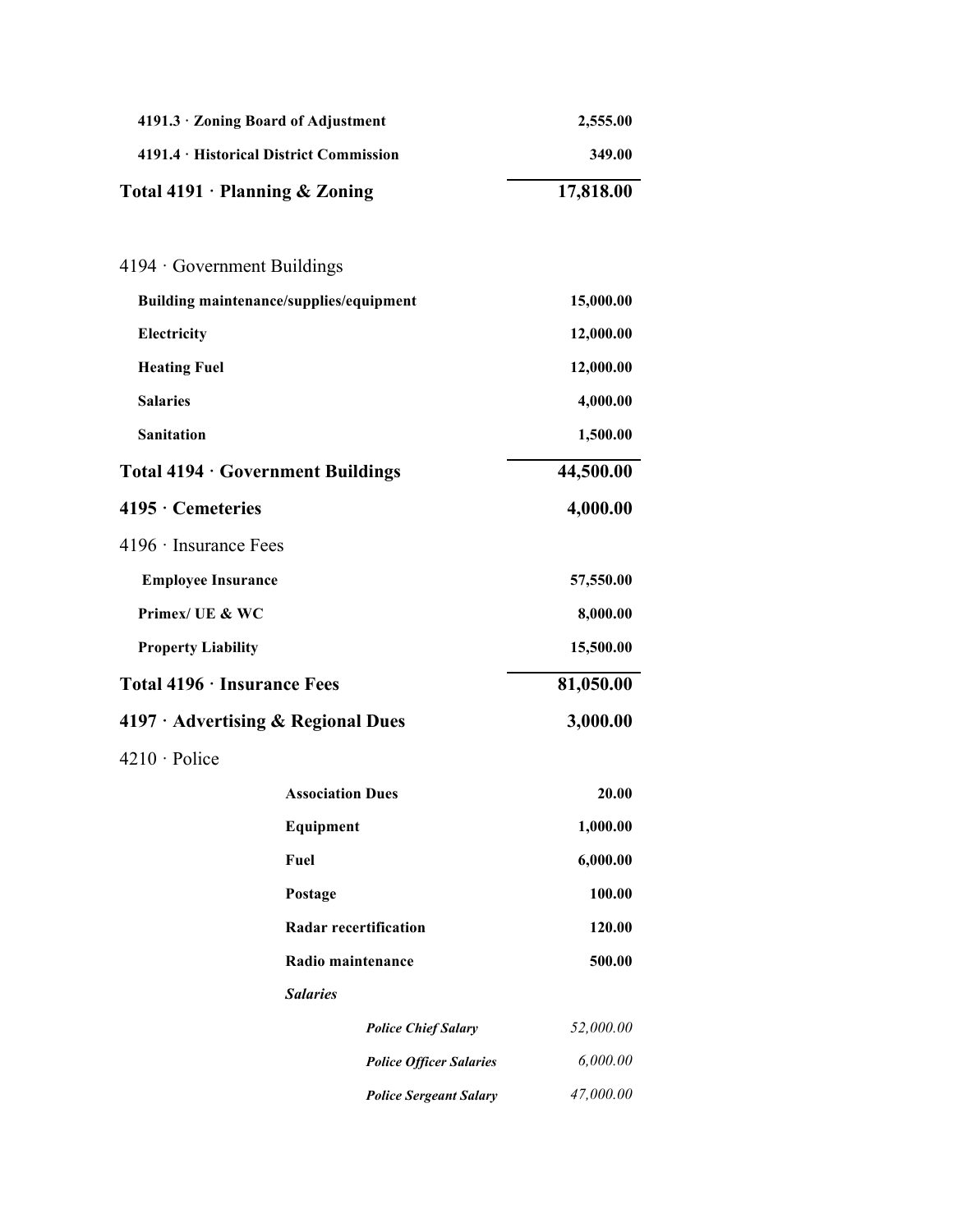| | |
|---|---|
| **4191.3 · Zoning Board of Adjustment** | **2,555.00** |
| **4191.4 · Historical District Commission** | **349.00** |
| **Total 4191 · Planning & Zoning** | **17,818.00** |
| | |
| 4194 · Government Buildings | |
| **Building maintenance/supplies/equipment** | **15,000.00** |
| **Electricity** | **12,000.00** |
| **Heating Fuel** | **12,000.00** |
| **Salaries** | **4,000.00** |
| **Sanitation** | **1,500.00** |
| **Total 4194 · Government Buildings** | **44,500.00** |
| **4195 · Cemeteries** | **4,000.00** |
| 4196 · Insurance Fees | |
| **Employee Insurance** | **57,550.00** |
| **Primex/ UE & WC** | **8,000.00** |
| **Property Liability** | **15,500.00** |
| **Total 4196 · Insurance Fees** | **81,050.00** |
| **4197 · Advertising & Regional Dues** | **3,000.00** |
| 4210 · Police | |
| **Association Dues** | **20.00** |
| **Equipment** | **1,000.00** |
| **Fuel** | **6,000.00** |
| **Postage** | **100.00** |
| **Radar recertification** | **120.00** |
| **Radio maintenance** | **500.00** |
| ***Salaries*** | |
| ***Police Chief Salary*** | *52,000.00* |
| ***Police Officer Salaries*** | *6,000.00* |
| ***Police Sergeant Salary*** | *47,000.00* |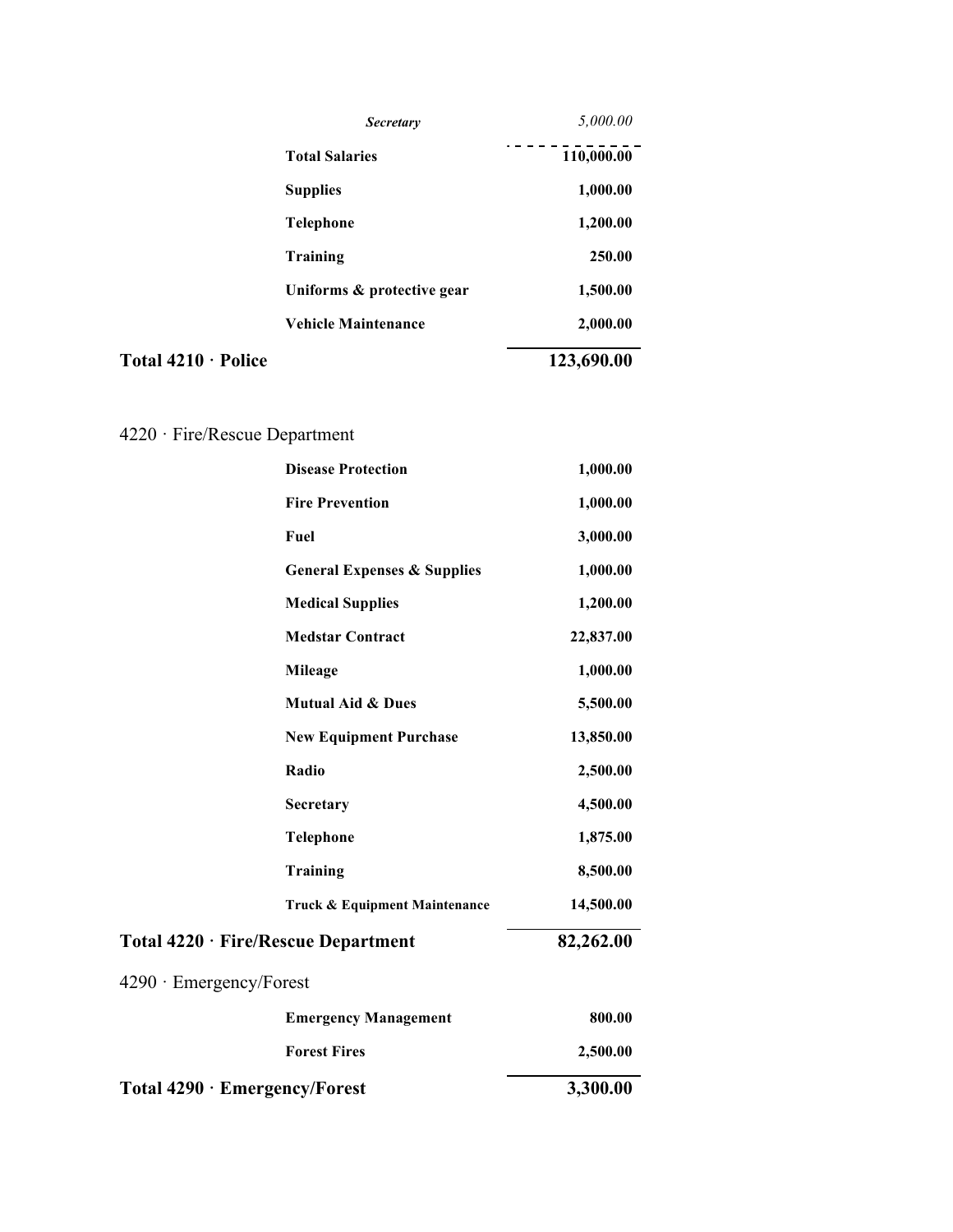| | | |
|---|---|---|
| | *Secretary* | *5,000.00* |
| | **Total Salaries** | **110,000.00** |
| | **Supplies** | **1,000.00** |
| | **Telephone** | **1,200.00** |
| | **Training** | **250.00** |
| | **Uniforms & protective gear** | **1,500.00** |
| | **Vehicle Maintenance** | **2,000.00** |
| **Total 4210 · Police** | | **123,690.00** |

4220 · Fire/Rescue Department

| | | |
|---|---|---|
| | **Disease Protection** | **1,000.00** |
| | **Fire Prevention** | **1,000.00** |
| | **Fuel** | **3,000.00** |
| | **General Expenses & Supplies** | **1,000.00** |
| | **Medical Supplies** | **1,200.00** |
| | **Medstar Contract** | **22,837.00** |
| | **Mileage** | **1,000.00** |
| | **Mutual Aid & Dues** | **5,500.00** |
| | **New Equipment Purchase** | **13,850.00** |
| | **Radio** | **2,500.00** |
| | **Secretary** | **4,500.00** |
| | **Telephone** | **1,875.00** |
| | **Training** | **8,500.00** |
| | **Truck & Equipment Maintenance** | **14,500.00** |
| **Total 4220 · Fire/Rescue Department** | | **82,262.00** |

4290 · Emergency/Forest

| | | |
|---|---|---|
| | **Emergency Management** | **800.00** |
| | **Forest Fires** | **2,500.00** |
| **Total 4290 · Emergency/Forest** | | **3,300.00** |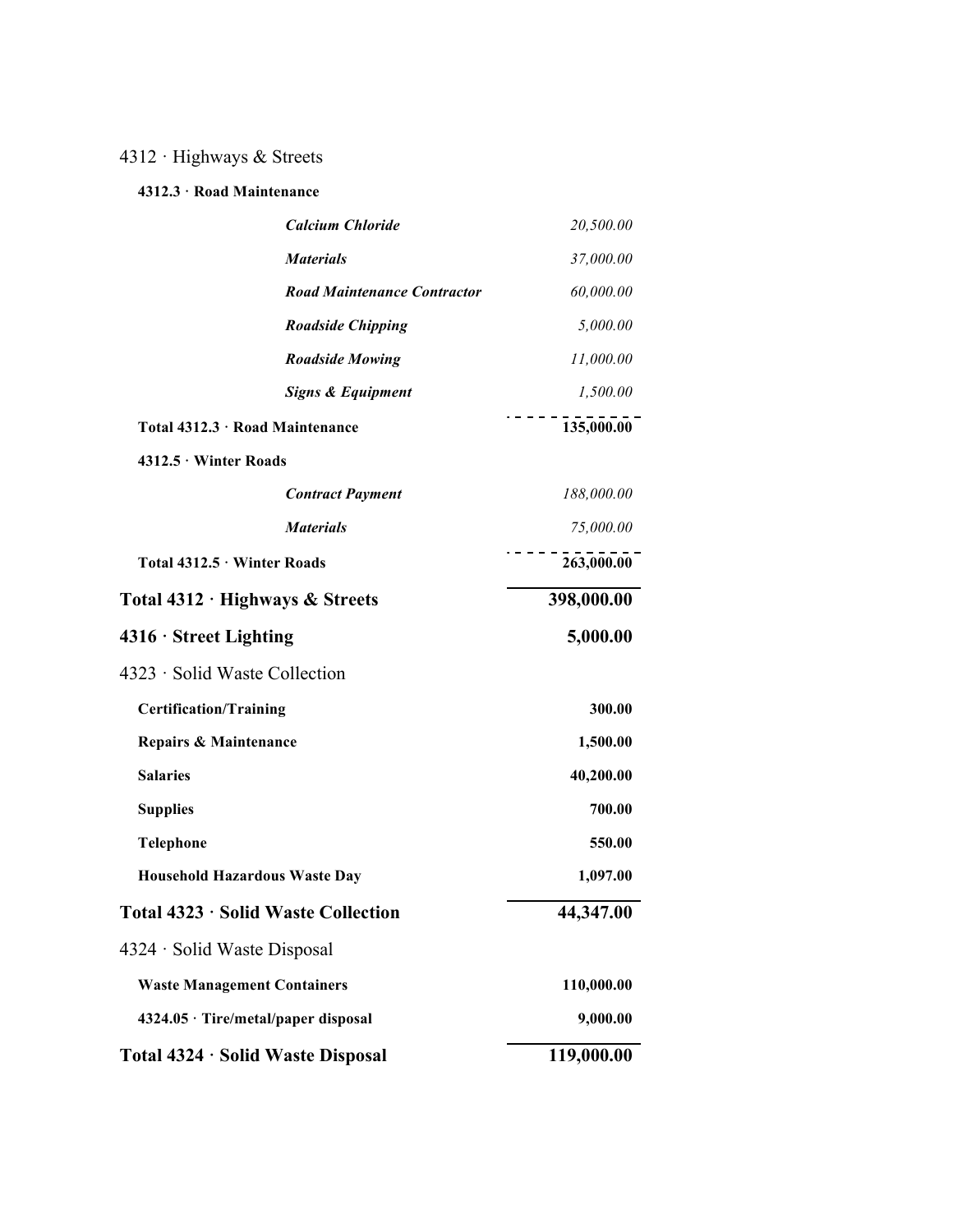| 4312 · Highways & Streets | |
|---|---|
| **4312.3 · Road Maintenance** | |
| ***Calcium Chloride*** | *20,500.00* |
| ***Materials*** | *37,000.00* |
| ***Road Maintenance Contractor*** | *60,000.00* |
| ***Roadside Chipping*** | *5,000.00* |
| ***Roadside Mowing*** | *11,000.00* |
| ***Signs & Equipment*** | *1,500.00* |
| **Total 4312.3 · Road Maintenance** | **135,000.00** |
| **4312.5 · Winter Roads** | |
| ***Contract Payment*** | *188,000.00* |
| ***Materials*** | *75,000.00* |
| **Total 4312.5 · Winter Roads** | **263,000.00** |
| **Total 4312 · Highways & Streets** | **398,000.00** |
| **4316 · Street Lighting** | **5,000.00** |
| 4323 · Solid Waste Collection | |
| **Certification/Training** | **300.00** |
| **Repairs & Maintenance** | **1,500.00** |
| **Salaries** | **40,200.00** |
| **Supplies** | **700.00** |
| **Telephone** | **550.00** |
| **Household Hazardous Waste Day** | **1,097.00** |
| **Total 4323 · Solid Waste Collection** | **44,347.00** |
| 4324 · Solid Waste Disposal | |
| **Waste Management Containers** | **110,000.00** |
| **4324.05 · Tire/metal/paper disposal** | **9,000.00** |
| **Total 4324 · Solid Waste Disposal** | **119,000.00** |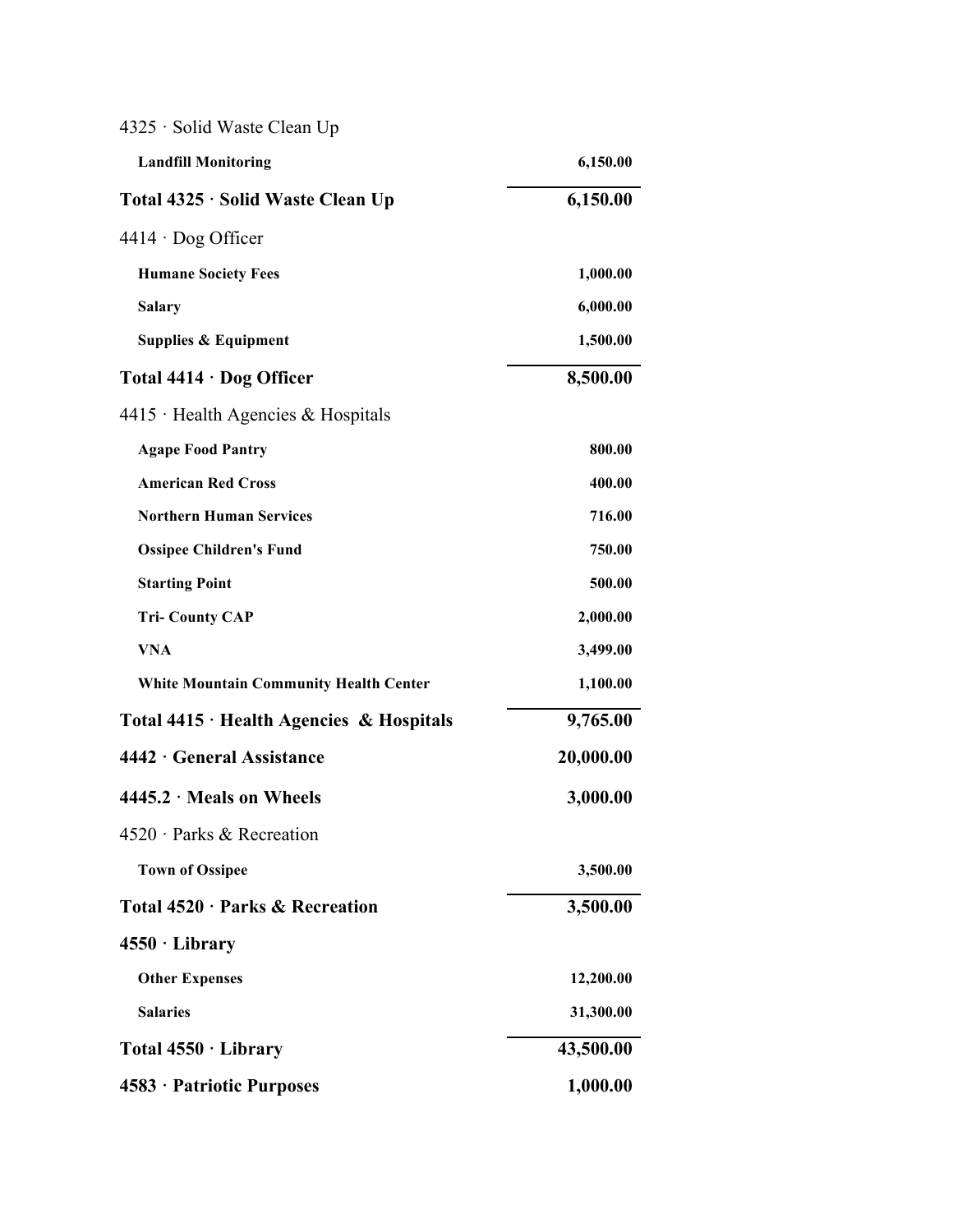| | |
|---|---|
| 4325 · Solid Waste Clean Up | |
| **Landfill Monitoring** | **6,150.00** |
| **Total 4325 · Solid Waste Clean Up** | **6,150.00** |
| 4414 · Dog Officer | |
| **Humane Society Fees** | **1,000.00** |
| **Salary** | **6,000.00** |
| **Supplies & Equipment** | **1,500.00** |
| **Total 4414 · Dog Officer** | **8,500.00** |
| 4415 · Health Agencies & Hospitals | |
| **Agape Food Pantry** | **800.00** |
| **American Red Cross** | **400.00** |
| **Northern Human Services** | **716.00** |
| **Ossipee Children's Fund** | **750.00** |
| **Starting Point** | **500.00** |
| **Tri- County CAP** | **2,000.00** |
| **VNA** | **3,499.00** |
| **White Mountain Community Health Center** | **1,100.00** |
| **Total 4415 · Health Agencies & Hospitals** | **9,765.00** |
| **4442 · General Assistance** | **20,000.00** |
| **4445.2 · Meals on Wheels** | **3,000.00** |
| 4520 · Parks & Recreation | |
| **Town of Ossipee** | **3,500.00** |
| **Total 4520 · Parks & Recreation** | **3,500.00** |
| **4550 · Library** | |
| **Other Expenses** | **12,200.00** |
| **Salaries** | **31,300.00** |
| **Total 4550 · Library** | **43,500.00** |
| **4583 · Patriotic Purposes** | **1,000.00** |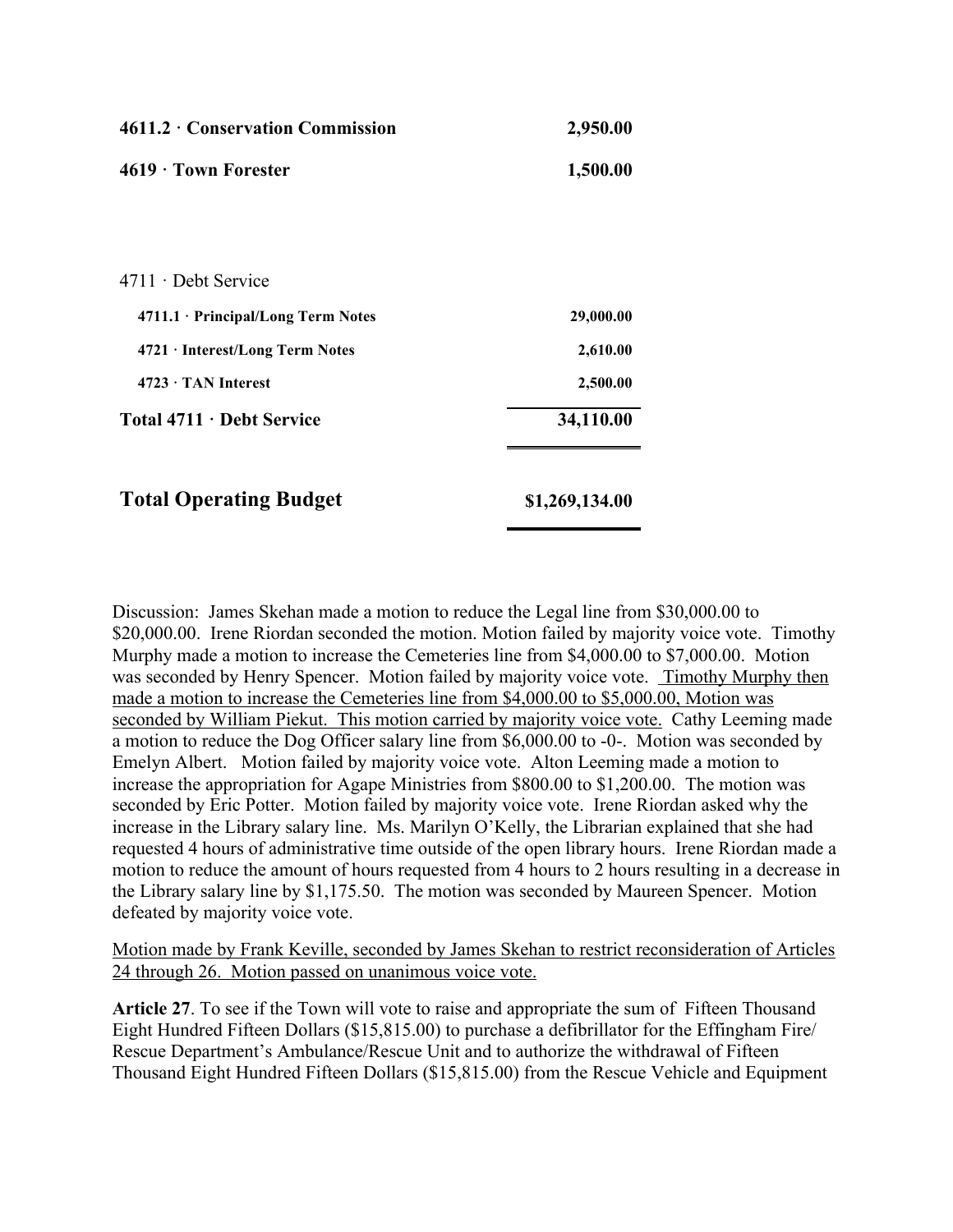| | |
|---|---|
| **4611.2 · Conservation Commission** | **2,950.00** |
| **4619 · Town Forester** | **1,500.00** |
| | |
| 4711 · Debt Service | |
| **4711.1 · Principal/Long Term Notes** | **29,000.00** |
| **4721 · Interest/Long Term Notes** | **2,610.00** |
| **4723 · TAN Interest** | **2,500.00** |
| **Total 4711 · Debt Service** | **34,110.00** |
| | |
| **Total Operating Budget** | **$1,269,134.00** |

Discussion: James Skehan made a motion to reduce the Legal line from $30,000.00 to $20,000.00. Irene Riordan seconded the motion. Motion failed by majority voice vote. Timothy Murphy made a motion to increase the Cemeteries line from $4,000.00 to $7,000.00. Motion was seconded by Henry Spencer. Motion failed by majority voice vote. <u>Timothy Murphy then made a motion to increase the Cemeteries line from $4,000.00 to $5,000.00, Motion was seconded by William Piekut. This motion carried by majority voice vote.</u> Cathy Leeming made a motion to reduce the Dog Officer salary line from $6,000.00 to -0-. Motion was seconded by Emelyn Albert. Motion failed by majority voice vote. Alton Leeming made a motion to increase the appropriation for Agape Ministries from $800.00 to $1,200.00. The motion was seconded by Eric Potter. Motion failed by majority voice vote. Irene Riordan asked why the increase in the Library salary line. Ms. Marilyn O'Kelly, the Librarian explained that she had requested 4 hours of administrative time outside of the open library hours. Irene Riordan made a motion to reduce the amount of hours requested from 4 hours to 2 hours resulting in a decrease in the Library salary line by $1,175.50. The motion was seconded by Maureen Spencer. Motion defeated by majority voice vote.

<u>Motion made by Frank Keville, seconded by James Skehan to restrict reconsideration of Articles 24 through 26. Motion passed on unanimous voice vote.</u>

**Article 27**. To see if the Town will vote to raise and appropriate the sum of Fifteen Thousand Eight Hundred Fifteen Dollars ($15,815.00) to purchase a defibrillator for the Effingham Fire/ Rescue Department's Ambulance/Rescue Unit and to authorize the withdrawal of Fifteen Thousand Eight Hundred Fifteen Dollars ($15,815.00) from the Rescue Vehicle and Equipment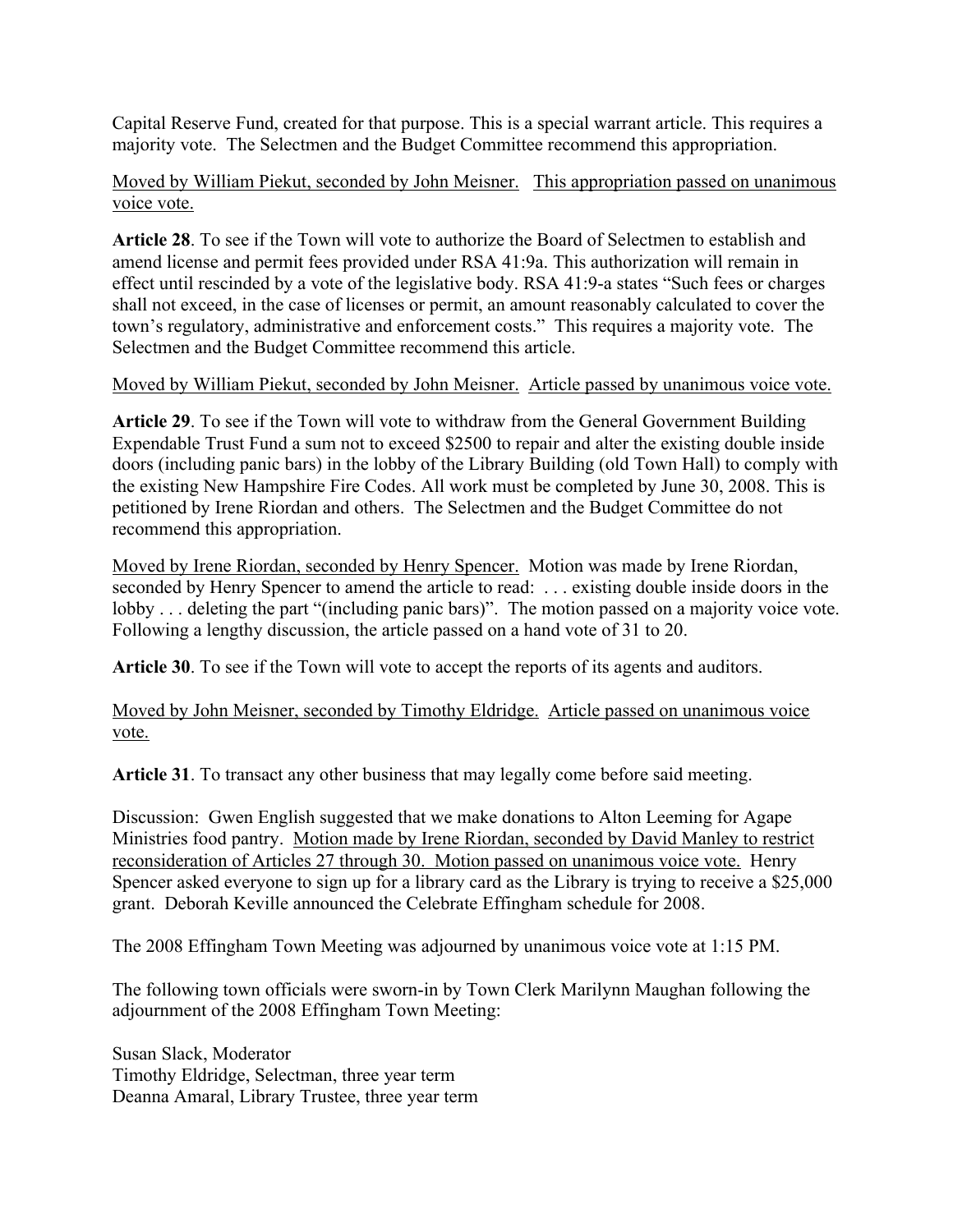Capital Reserve Fund, created for that purpose. This is a special warrant article. This requires a majority vote. The Selectmen and the Budget Committee recommend this appropriation.

<u>Moved by William Piekut, seconded by John Meisner.</u> <u>This appropriation passed on unanimous voice vote.</u>

**Article 28**. To see if the Town will vote to authorize the Board of Selectmen to establish and amend license and permit fees provided under RSA 41:9a. This authorization will remain in effect until rescinded by a vote of the legislative body. RSA 41:9-a states "Such fees or charges shall not exceed, in the case of licenses or permit, an amount reasonably calculated to cover the town's regulatory, administrative and enforcement costs." This requires a majority vote. The Selectmen and the Budget Committee recommend this article.

<u>Moved by William Piekut, seconded by John Meisner.</u> <u>Article passed by unanimous voice vote.</u>

**Article 29**. To see if the Town will vote to withdraw from the General Government Building Expendable Trust Fund a sum not to exceed $2500 to repair and alter the existing double inside doors (including panic bars) in the lobby of the Library Building (old Town Hall) to comply with the existing New Hampshire Fire Codes. All work must be completed by June 30, 2008. This is petitioned by Irene Riordan and others. The Selectmen and the Budget Committee do not recommend this appropriation.

<u>Moved by Irene Riordan, seconded by Henry Spencer.</u> Motion was made by Irene Riordan, seconded by Henry Spencer to amend the article to read: . . . existing double inside doors in the lobby . . . deleting the part "(including panic bars)". The motion passed on a majority voice vote. Following a lengthy discussion, the article passed on a hand vote of 31 to 20.

**Article 30**. To see if the Town will vote to accept the reports of its agents and auditors.

<u>Moved by John Meisner, seconded by Timothy Eldridge.</u> <u>Article passed on unanimous voice vote.</u>

**Article 31**. To transact any other business that may legally come before said meeting.

Discussion: Gwen English suggested that we make donations to Alton Leeming for Agape Ministries food pantry. <u>Motion made by Irene Riordan, seconded by David Manley to restrict reconsideration of Articles 27 through 30. Motion passed on unanimous voice vote.</u> Henry Spencer asked everyone to sign up for a library card as the Library is trying to receive a $25,000 grant. Deborah Keville announced the Celebrate Effingham schedule for 2008.

The 2008 Effingham Town Meeting was adjourned by unanimous voice vote at 1:15 PM.

The following town officials were sworn-in by Town Clerk Marilynn Maughan following the adjournment of the 2008 Effingham Town Meeting:

Susan Slack, Moderator
Timothy Eldridge, Selectman, three year term
Deanna Amaral, Library Trustee, three year term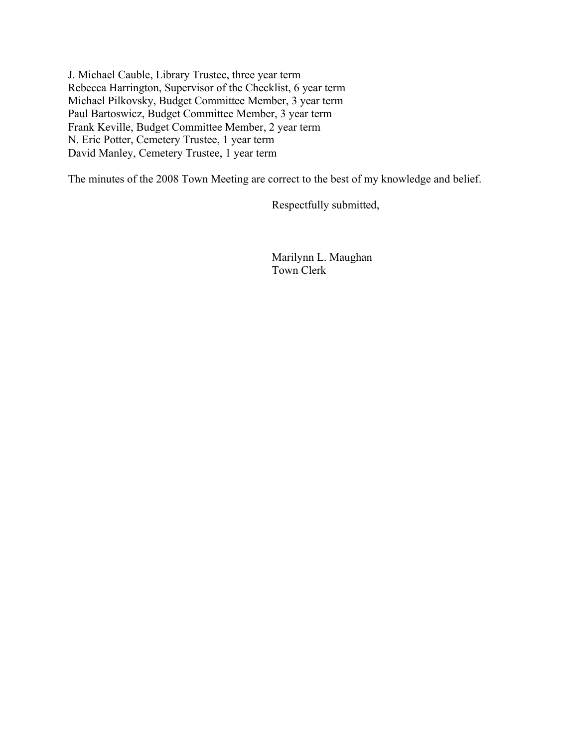J. Michael Cauble, Library Trustee, three year term
Rebecca Harrington, Supervisor of the Checklist, 6 year term
Michael Pilkovsky, Budget Committee Member, 3 year term
Paul Bartoswicz, Budget Committee Member, 3 year term
Frank Keville, Budget Committee Member, 2 year term
N. Eric Potter, Cemetery Trustee, 1 year term
David Manley, Cemetery Trustee, 1 year term

The minutes of the 2008 Town Meeting are correct to the best of my knowledge and belief.

Respectfully submitted,

Marilynn L. Maughan
Town Clerk